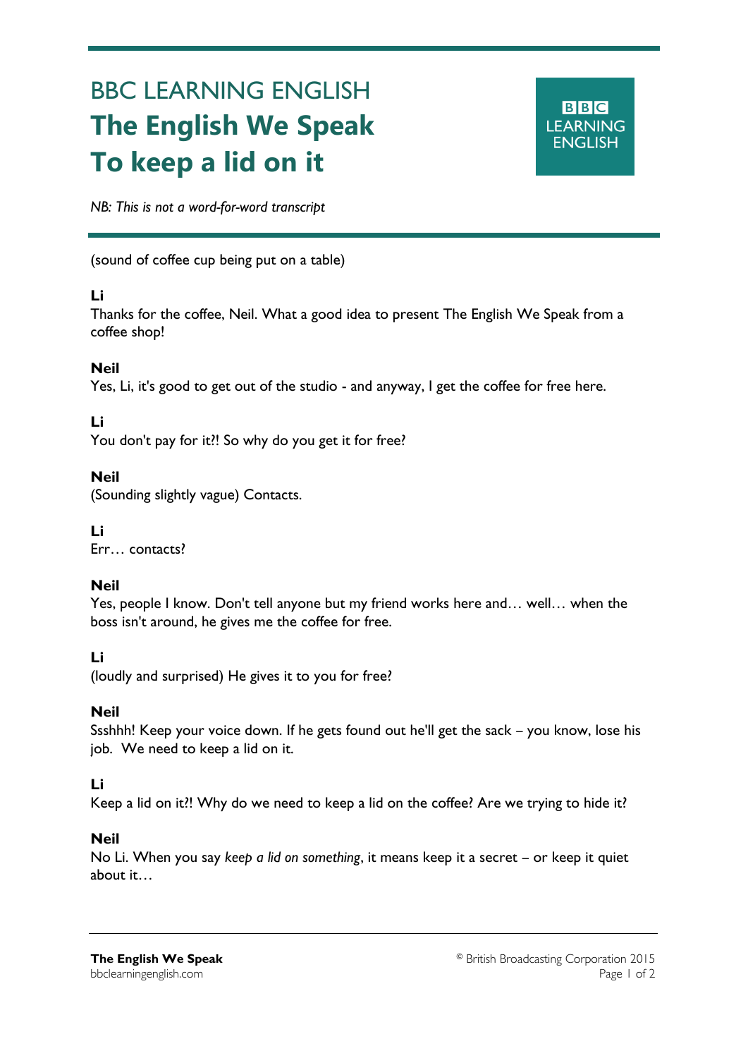# BBC LEARNING ENGLISH

# The English We Speak

# To keep a lid on it

*NB: This is not a word-for-word transcript*

---

(sound of coffee cup being put on a table)

**Li**
Thanks for the coffee, Neil. What a good idea to present The English We Speak from a coffee shop!

**Neil**
Yes, Li, it's good to get out of the studio - and anyway, I get the coffee for free here.

**Li**
You don't pay for it?! So why do you get it for free?

**Neil**
(Sounding slightly vague) Contacts.

**Li**
Err… contacts?

**Neil**
Yes, people I know. Don't tell anyone but my friend works here and… well… when the boss isn't around, he gives me the coffee for free.

**Li**
(loudly and surprised) He gives it to you for free?

**Neil**
Ssshhh! Keep your voice down. If he gets found out he'll get the sack – you know, lose his job. We need to keep a lid on it.

**Li**
Keep a lid on it?! Why do we need to keep a lid on the coffee? Are we trying to hide it?

**Neil**
No Li. When you say *keep a lid on something*, it means keep it a secret – or keep it quiet about it…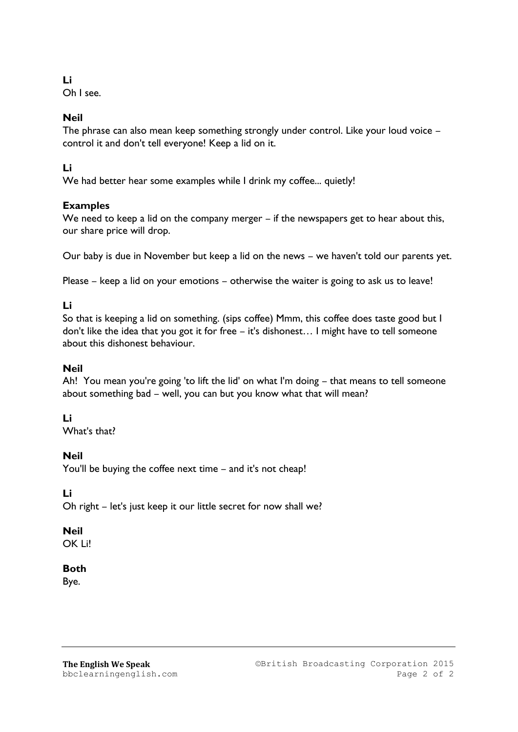**Li**
Oh I see.

**Neil**
The phrase can also mean keep something strongly under control. Like your loud voice – control it and don't tell everyone! Keep a lid on it.

**Li**
We had better hear some examples while I drink my coffee... quietly!

**Examples**
We need to keep a lid on the company merger – if the newspapers get to hear about this, our share price will drop.

Our baby is due in November but keep a lid on the news – we haven't told our parents yet.

Please – keep a lid on your emotions – otherwise the waiter is going to ask us to leave!

**Li**
So that is keeping a lid on something. (sips coffee) Mmm, this coffee does taste good but I don't like the idea that you got it for free – it's dishonest… I might have to tell someone about this dishonest behaviour.

**Neil**
Ah! You mean you're going 'to lift the lid' on what I'm doing – that means to tell someone about something bad – well, you can but you know what that will mean?

**Li**
What's that?

**Neil**
You'll be buying the coffee next time – and it's not cheap!

**Li**
Oh right – let's just keep it our little secret for now shall we?

**Neil**
OK Li!

**Both**
Bye.